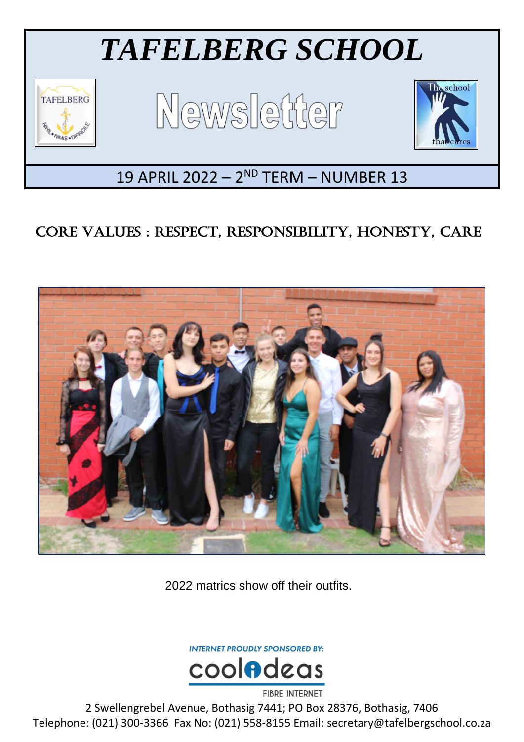# *TAFELBERG SCHOOL*

# Newsletter

## 19 APRIL 2022 – 2ND TERM – NUMBER 13

## CORE VALUES : RESPECT, RESPONSIBILITY, HONESTY, CARE

2022 matrics show off their outfits.

INTERNET PROUDLY SPONSORED BY: coolideas FIBRE INTERNET

2 Swellengrebel Avenue, Bothasig 7441; PO Box 28376, Bothasig, 7406
Telephone: (021) 300-3366 Fax No: (021) 558-8155 Email: secretary@tafelbergschool.co.za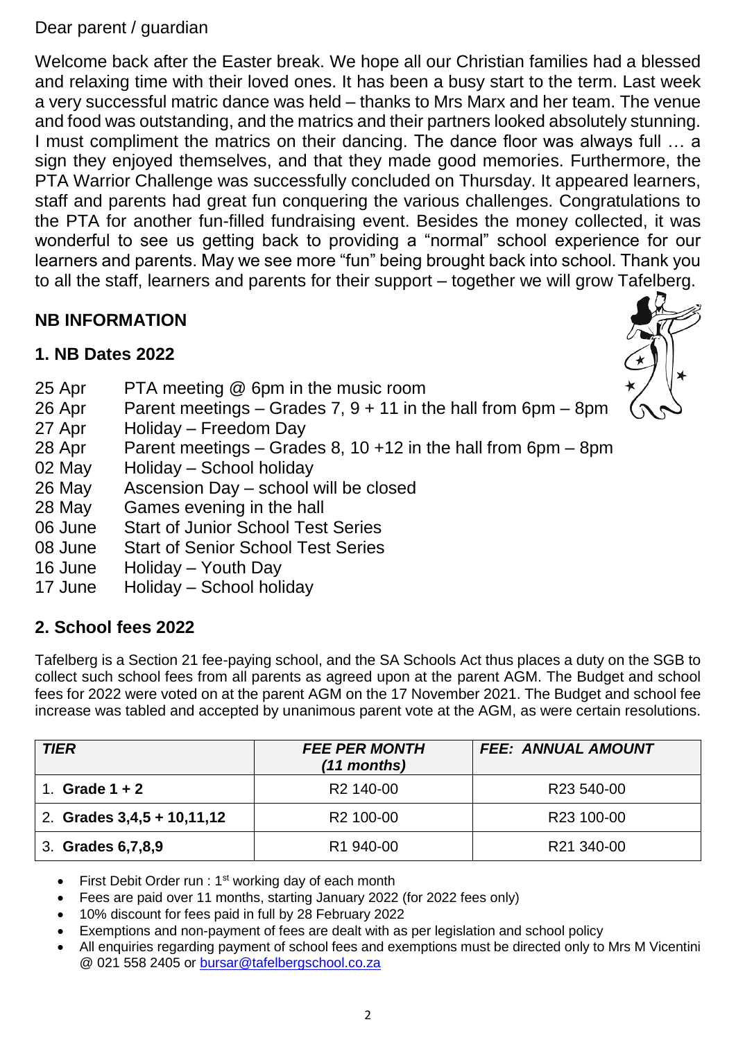Dear parent / guardian

Welcome back after the Easter break. We hope all our Christian families had a blessed and relaxing time with their loved ones. It has been a busy start to the term. Last week a very successful matric dance was held – thanks to Mrs Marx and her team. The venue and food was outstanding, and the matrics and their partners looked absolutely stunning. I must compliment the matrics on their dancing. The dance floor was always full … a sign they enjoyed themselves, and that they made good memories. Furthermore, the PTA Warrior Challenge was successfully concluded on Thursday. It appeared learners, staff and parents had great fun conquering the various challenges. Congratulations to the PTA for another fun-filled fundraising event. Besides the money collected, it was wonderful to see us getting back to providing a "normal" school experience for our learners and parents. May we see more "fun" being brought back into school. Thank you to all the staff, learners and parents for their support – together we will grow Tafelberg.

## NB INFORMATION

### 1. NB Dates 2022

- 25 Apr — PTA meeting @ 6pm in the music room
- 26 Apr — Parent meetings – Grades 7, 9 + 11 in the hall from 6pm – 8pm
- 27 Apr — Holiday – Freedom Day
- 28 Apr — Parent meetings – Grades 8, 10 +12 in the hall from 6pm – 8pm
- 02 May — Holiday – School holiday
- 26 May — Ascension Day – school will be closed
- 28 May — Games evening in the hall
- 06 June — Start of Junior School Test Series
- 08 June — Start of Senior School Test Series
- 16 June — Holiday – Youth Day
- 17 June — Holiday – School holiday

### 2. School fees 2022

Tafelberg is a Section 21 fee-paying school, and the SA Schools Act thus places a duty on the SGB to collect such school fees from all parents as agreed upon at the parent AGM. The Budget and school fees for 2022 were voted on at the parent AGM on the 17 November 2021. The Budget and school fee increase was tabled and accepted by unanimous parent vote at the AGM, as were certain resolutions.

| *TIER* | *FEE PER MONTH (11 months)* | *FEE: ANNUAL AMOUNT* |
|---|---|---|
| 1. **Grade 1 + 2** | R2 140-00 | R23 540-00 |
| 2. **Grades 3,4,5 + 10,11,12** | R2 100-00 | R23 100-00 |
| 3. **Grades 6,7,8,9** | R1 940-00 | R21 340-00 |

- First Debit Order run : 1st working day of each month
- Fees are paid over 11 months, starting January 2022 (for 2022 fees only)
- 10% discount for fees paid in full by 28 February 2022
- Exemptions and non-payment of fees are dealt with as per legislation and school policy
- All enquiries regarding payment of school fees and exemptions must be directed only to Mrs M Vicentini @ 021 558 2405 or bursar@tafelbergschool.co.za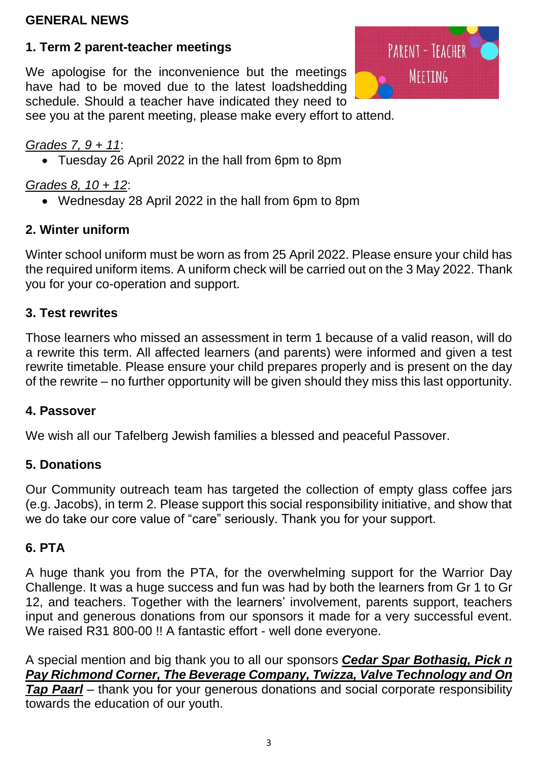## GENERAL NEWS

### 1. Term 2 parent-teacher meetings

We apologise for the inconvenience but the meetings have had to be moved due to the latest loadshedding schedule. Should a teacher have indicated they need to see you at the parent meeting, please make every effort to attend.

*Grades 7, 9 + 11*:

- Tuesday 26 April 2022 in the hall from 6pm to 8pm

*Grades 8, 10 + 12*:

- Wednesday 28 April 2022 in the hall from 6pm to 8pm

### 2. Winter uniform

Winter school uniform must be worn as from 25 April 2022. Please ensure your child has the required uniform items. A uniform check will be carried out on the 3 May 2022. Thank you for your co-operation and support.

### 3. Test rewrites

Those learners who missed an assessment in term 1 because of a valid reason, will do a rewrite this term. All affected learners (and parents) were informed and given a test rewrite timetable. Please ensure your child prepares properly and is present on the day of the rewrite – no further opportunity will be given should they miss this last opportunity.

### 4. Passover

We wish all our Tafelberg Jewish families a blessed and peaceful Passover.

### 5. Donations

Our Community outreach team has targeted the collection of empty glass coffee jars (e.g. Jacobs), in term 2. Please support this social responsibility initiative, and show that we do take our core value of "care" seriously. Thank you for your support.

### 6. PTA

A huge thank you from the PTA, for the overwhelming support for the Warrior Day Challenge. It was a huge success and fun was had by both the learners from Gr 1 to Gr 12, and teachers. Together with the learners' involvement, parents support, teachers input and generous donations from our sponsors it made for a very successful event. We raised R31 800-00 !! A fantastic effort - well done everyone.

A special mention and big thank you to all our sponsors ***Cedar Spar Bothasig, Pick n Pay Richmond Corner, The Beverage Company, Twizza, Valve Technology and On Tap Paarl*** – thank you for your generous donations and social corporate responsibility towards the education of our youth.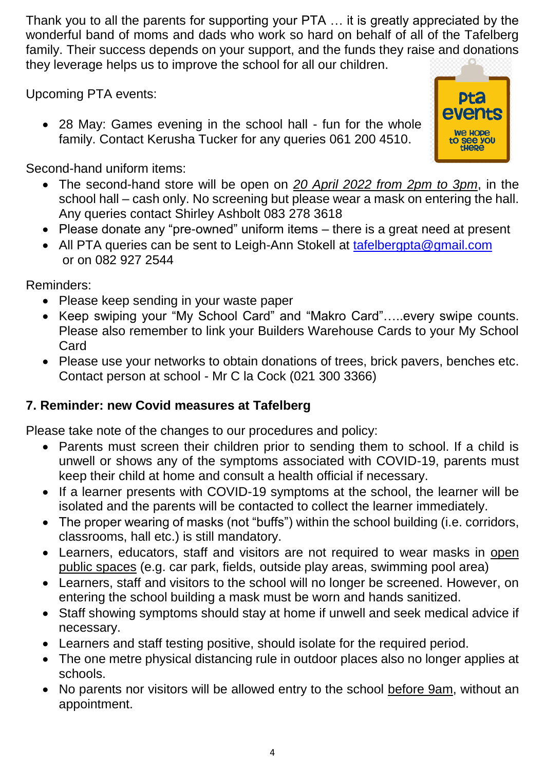Thank you to all the parents for supporting your PTA … it is greatly appreciated by the wonderful band of moms and dads who work so hard on behalf of all of the Tafelberg family. Their success depends on your support, and the funds they raise and donations they leverage helps us to improve the school for all our children.

Upcoming PTA events:

- 28 May: Games evening in the school hall - fun for the whole family. Contact Kerusha Tucker for any queries 061 200 4510.

Second-hand uniform items:

- The second-hand store will be open on *20 April 2022 from 2pm to 3pm*, in the school hall – cash only. No screening but please wear a mask on entering the hall. Any queries contact Shirley Ashbolt 083 278 3618
- Please donate any "pre-owned" uniform items – there is a great need at present
- All PTA queries can be sent to Leigh-Ann Stokell at tafelbergpta@gmail.com or on 082 927 2544

Reminders:

- Please keep sending in your waste paper
- Keep swiping your "My School Card" and "Makro Card"…..every swipe counts. Please also remember to link your Builders Warehouse Cards to your My School Card
- Please use your networks to obtain donations of trees, brick pavers, benches etc. Contact person at school - Mr C la Cock (021 300 3366)

**7. Reminder: new Covid measures at Tafelberg**

Please take note of the changes to our procedures and policy:

- Parents must screen their children prior to sending them to school. If a child is unwell or shows any of the symptoms associated with COVID-19, parents must keep their child at home and consult a health official if necessary.
- If a learner presents with COVID-19 symptoms at the school, the learner will be isolated and the parents will be contacted to collect the learner immediately.
- The proper wearing of masks (not "buffs") within the school building (i.e. corridors, classrooms, hall etc.) is still mandatory.
- Learners, educators, staff and visitors are not required to wear masks in open public spaces (e.g. car park, fields, outside play areas, swimming pool area)
- Learners, staff and visitors to the school will no longer be screened. However, on entering the school building a mask must be worn and hands sanitized.
- Staff showing symptoms should stay at home if unwell and seek medical advice if necessary.
- Learners and staff testing positive, should isolate for the required period.
- The one metre physical distancing rule in outdoor places also no longer applies at schools.
- No parents nor visitors will be allowed entry to the school before 9am, without an appointment.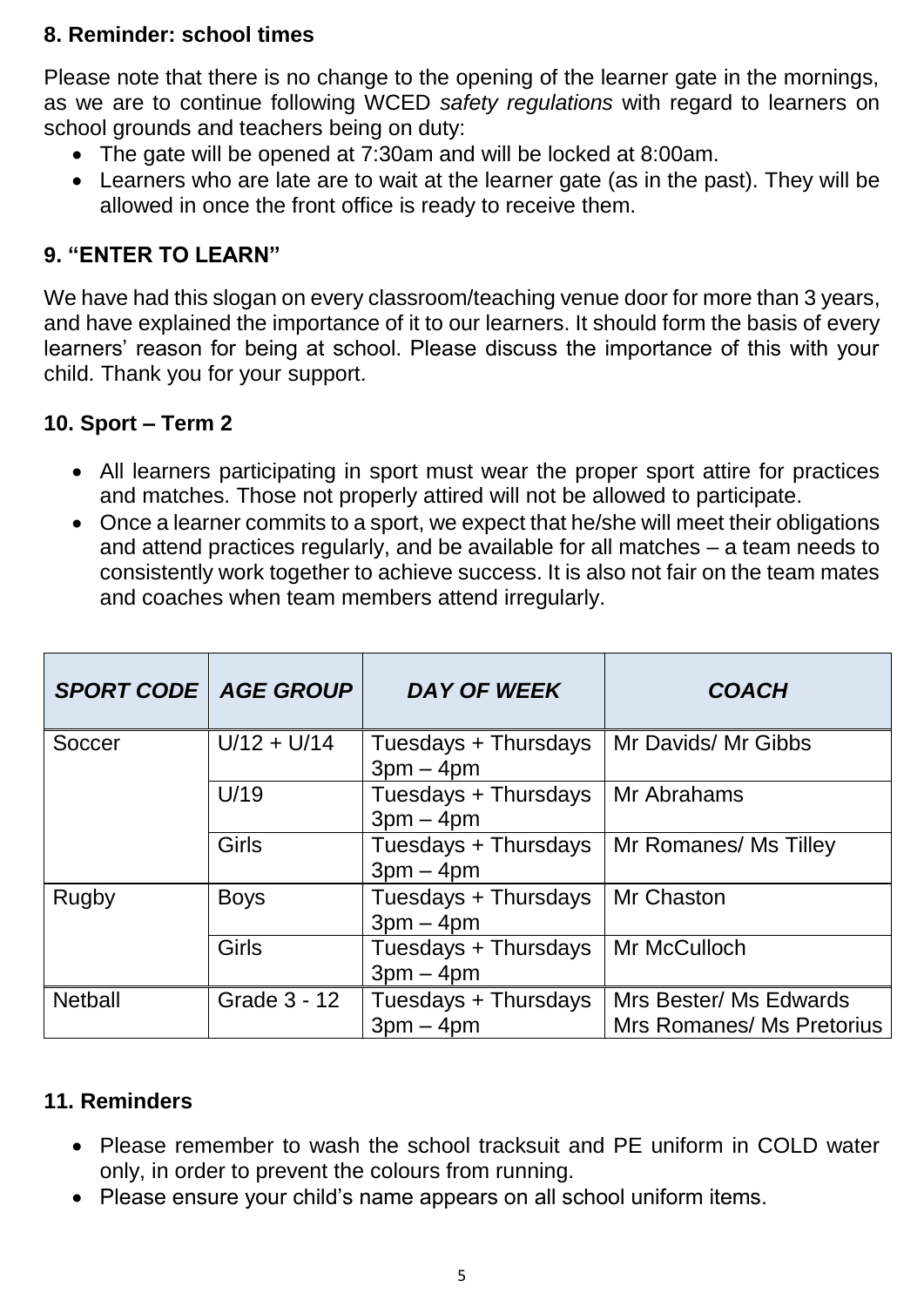**8. Reminder: school times**

Please note that there is no change to the opening of the learner gate in the mornings, as we are to continue following WCED *safety regulations* with regard to learners on school grounds and teachers being on duty:

- The gate will be opened at 7:30am and will be locked at 8:00am.
- Learners who are late are to wait at the learner gate (as in the past). They will be allowed in once the front office is ready to receive them.

**9. "ENTER TO LEARN"**

We have had this slogan on every classroom/teaching venue door for more than 3 years, and have explained the importance of it to our learners. It should form the basis of every learners' reason for being at school. Please discuss the importance of this with your child. Thank you for your support.

**10. Sport – Term 2**

- All learners participating in sport must wear the proper sport attire for practices and matches. Those not properly attired will not be allowed to participate.
- Once a learner commits to a sport, we expect that he/she will meet their obligations and attend practices regularly, and be available for all matches – a team needs to consistently work together to achieve success. It is also not fair on the team mates and coaches when team members attend irregularly.

| *SPORT CODE* | *AGE GROUP* | *DAY OF WEEK* | *COACH* |
|---|---|---|---|
| Soccer | U/12 + U/14 | Tuesdays + Thursdays 3pm – 4pm | Mr Davids/ Mr Gibbs |
| | U/19 | Tuesdays + Thursdays 3pm – 4pm | Mr Abrahams |
| | Girls | Tuesdays + Thursdays 3pm – 4pm | Mr Romanes/ Ms Tilley |
| Rugby | Boys | Tuesdays + Thursdays 3pm – 4pm | Mr Chaston |
| | Girls | Tuesdays + Thursdays 3pm – 4pm | Mr McCulloch |
| Netball | Grade 3 - 12 | Tuesdays + Thursdays 3pm – 4pm | Mrs Bester/ Ms Edwards Mrs Romanes/ Ms Pretorius |

**11. Reminders**

- Please remember to wash the school tracksuit and PE uniform in COLD water only, in order to prevent the colours from running.
- Please ensure your child's name appears on all school uniform items.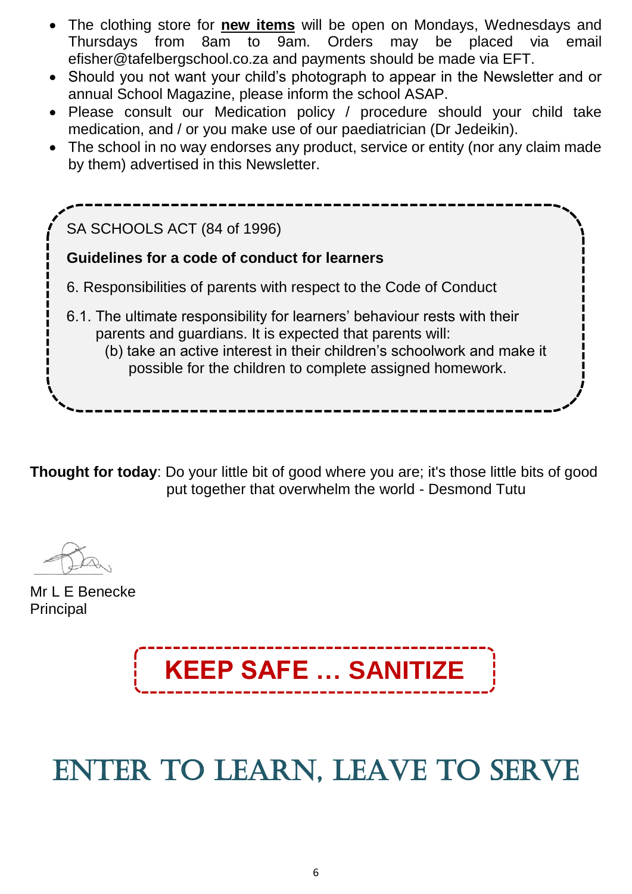- The clothing store for **new items** will be open on Mondays, Wednesdays and Thursdays from 8am to 9am. Orders may be placed via email efisher@tafelbergschool.co.za and payments should be made via EFT.
- Should you not want your child's photograph to appear in the Newsletter and or annual School Magazine, please inform the school ASAP.
- Please consult our Medication policy / procedure should your child take medication, and / or you make use of our paediatrician (Dr Jedeikin).
- The school in no way endorses any product, service or entity (nor any claim made by them) advertised in this Newsletter.

SA SCHOOLS ACT (84 of 1996)

**Guidelines for a code of conduct for learners**

6. Responsibilities of parents with respect to the Code of Conduct

6.1. The ultimate responsibility for learners' behaviour rests with their parents and guardians. It is expected that parents will:

(b) take an active interest in their children's schoolwork and make it possible for the children to complete assigned homework.

**Thought for today**: Do your little bit of good where you are; it's those little bits of good put together that overwhelm the world - Desmond Tutu

Mr L E Benecke
Principal

**KEEP SAFE … SANITIZE**

# ENTER TO LEARN, LEAVE TO SERVE